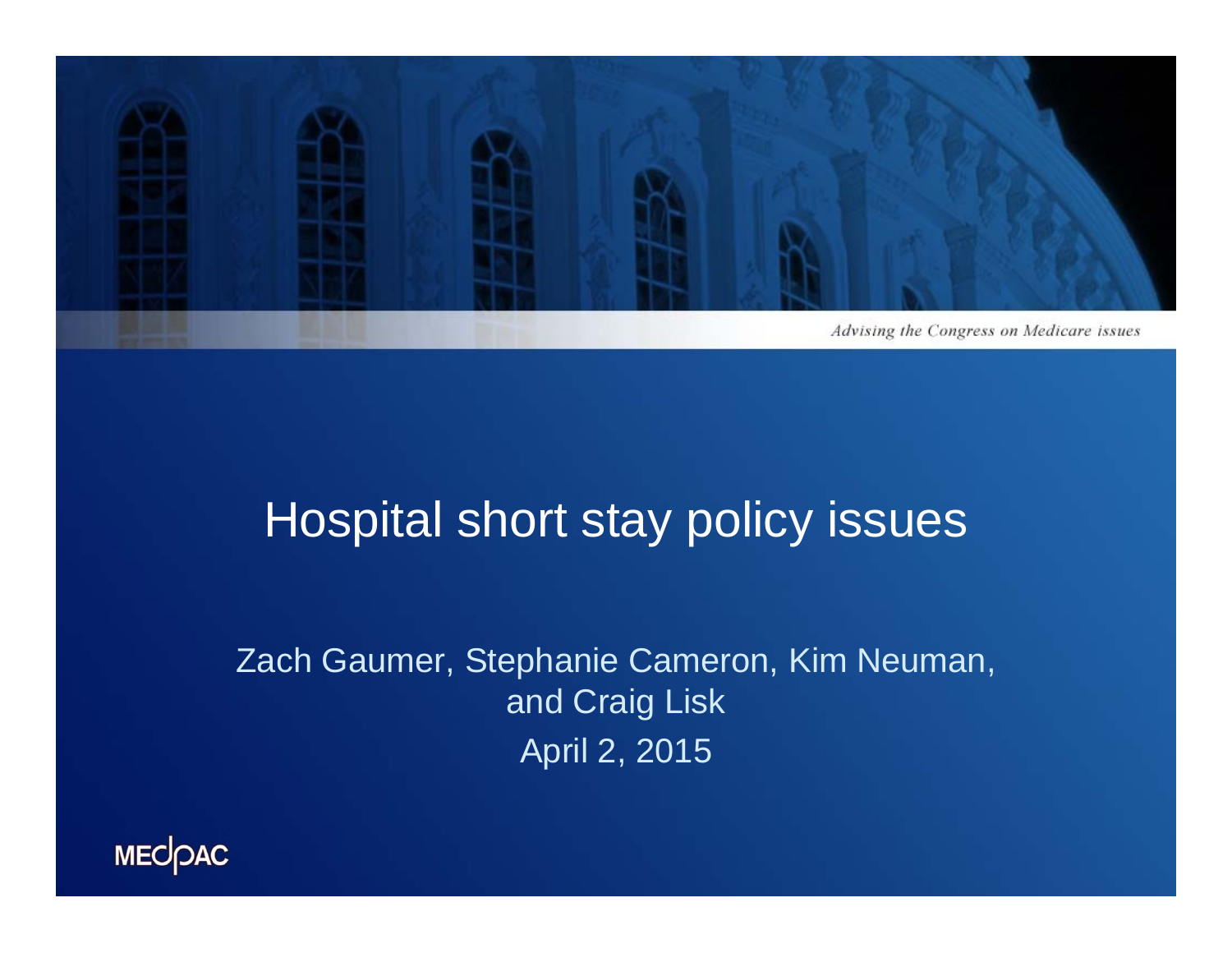*Advising the Congress on Medicare issues*

# Hospital short stay policy issues

Zach Gaumer, Stephanie Cameron, Kim Neuman, and Craig Lisk

April 2, 2015

MEDPAC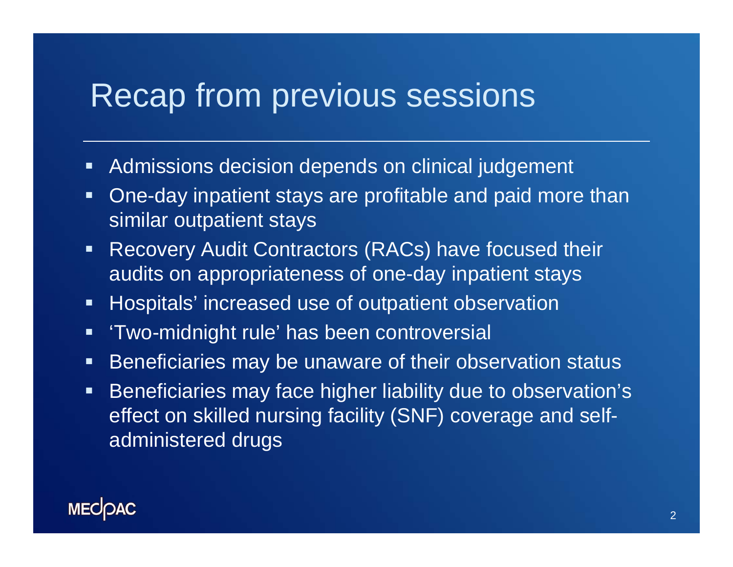# Recap from previous sessions

- Admissions decision depends on clinical judgement
- One-day inpatient stays are profitable and paid more than similar outpatient stays
- Recovery Audit Contractors (RACs) have focused their audits on appropriateness of one-day inpatient stays
- Hospitals' increased use of outpatient observation
- 'Two-midnight rule' has been controversial
- Beneficiaries may be unaware of their observation status
- Beneficiaries may face higher liability due to observation's effect on skilled nursing facility (SNF) coverage and self-administered drugs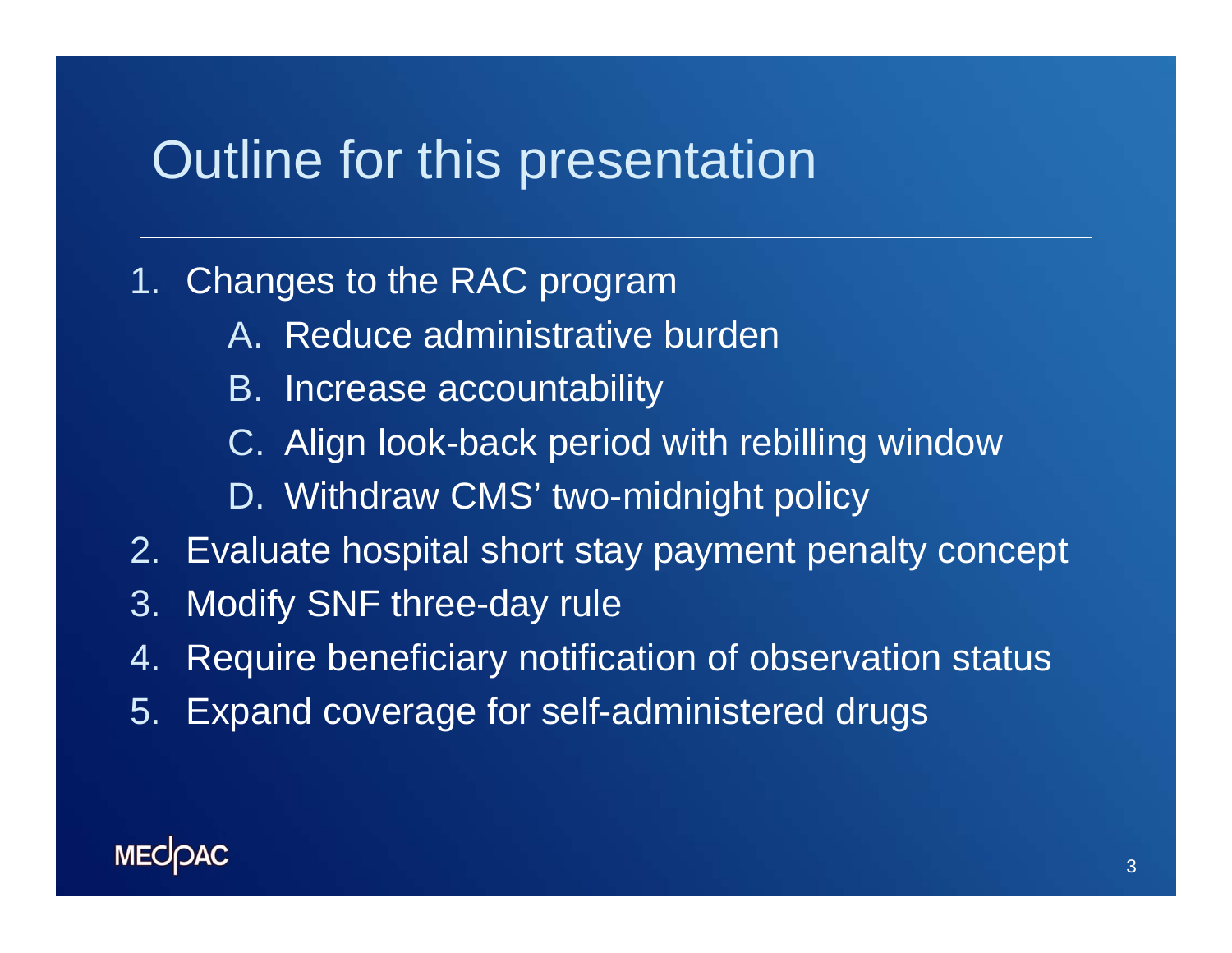# Outline for this presentation

1. Changes to the RAC program
    A. Reduce administrative burden
    B. Increase accountability
    C. Align look-back period with rebilling window
    D. Withdraw CMS' two-midnight policy
2. Evaluate hospital short stay payment penalty concept
3. Modify SNF three-day rule
4. Require beneficiary notification of observation status
5. Expand coverage for self-administered drugs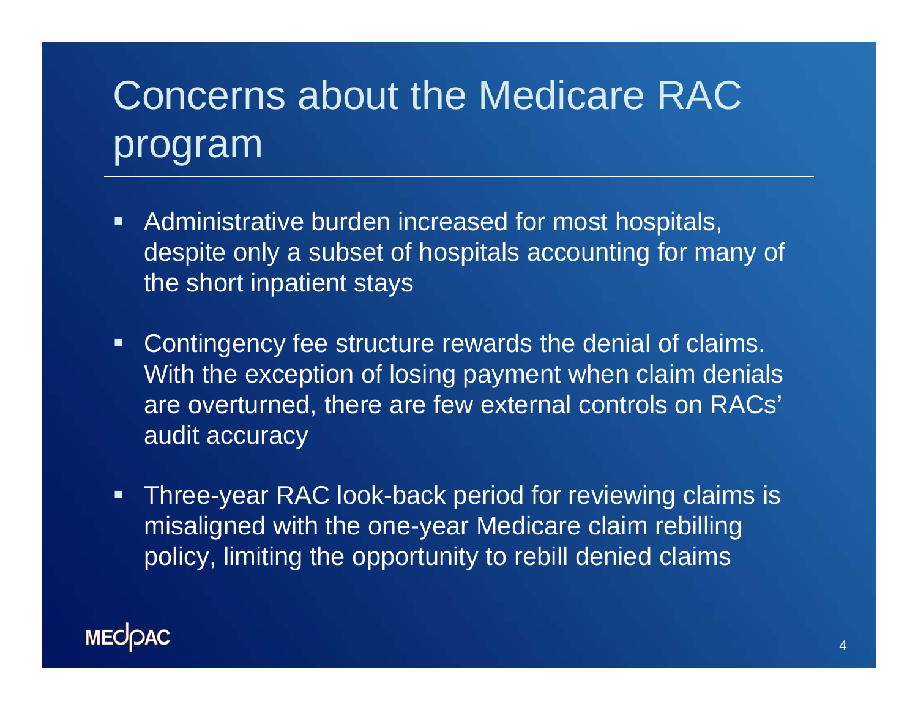# Concerns about the Medicare RAC program

- Administrative burden increased for most hospitals, despite only a subset of hospitals accounting for many of the short inpatient stays
- Contingency fee structure rewards the denial of claims. With the exception of losing payment when claim denials are overturned, there are few external controls on RACs' audit accuracy
- Three-year RAC look-back period for reviewing claims is misaligned with the one-year Medicare claim rebilling policy, limiting the opportunity to rebill denied claims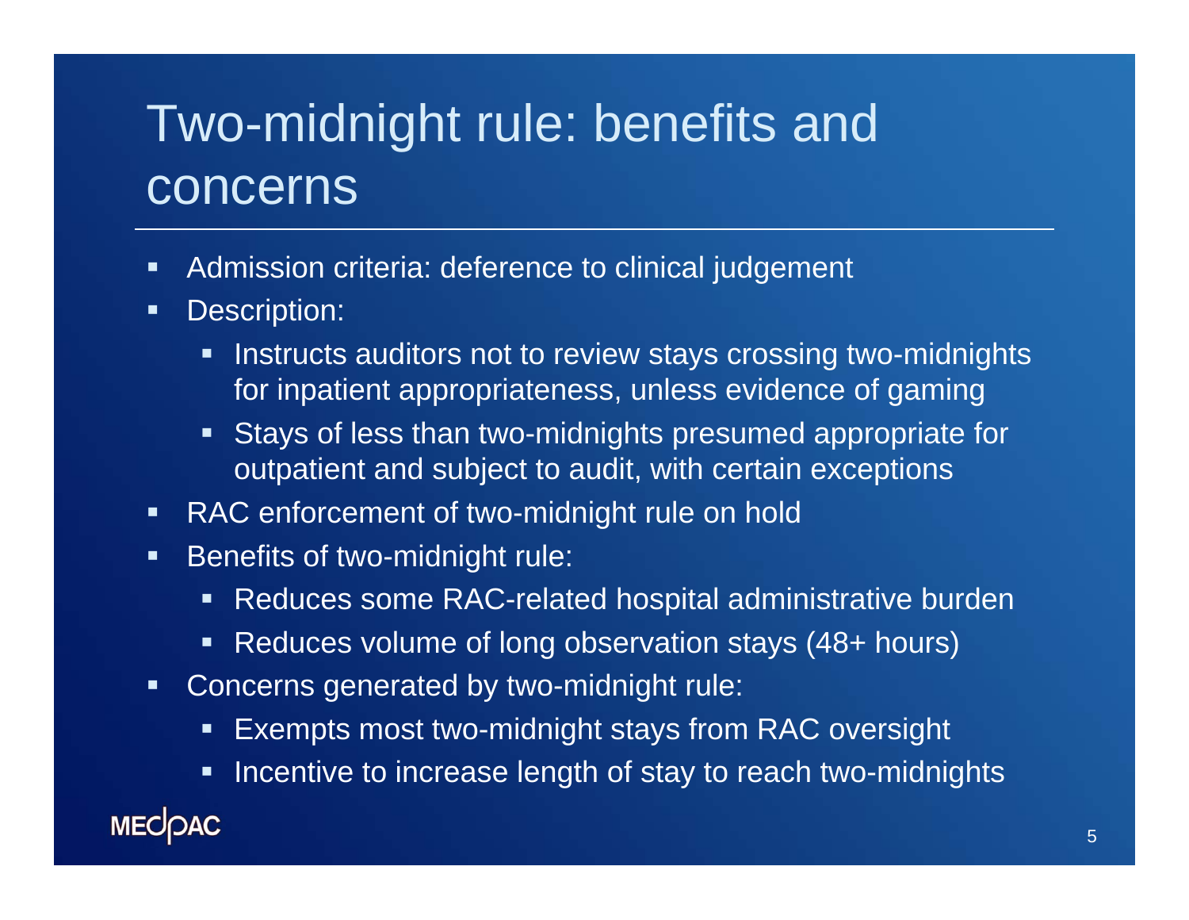# Two-midnight rule: benefits and concerns

- Admission criteria: deference to clinical judgement
- Description:
  - Instructs auditors not to review stays crossing two-midnights for inpatient appropriateness, unless evidence of gaming
  - Stays of less than two-midnights presumed appropriate for outpatient and subject to audit, with certain exceptions
- RAC enforcement of two-midnight rule on hold
- Benefits of two-midnight rule:
  - Reduces some RAC-related hospital administrative burden
  - Reduces volume of long observation stays (48+ hours)
- Concerns generated by two-midnight rule:
  - Exempts most two-midnight stays from RAC oversight
  - Incentive to increase length of stay to reach two-midnights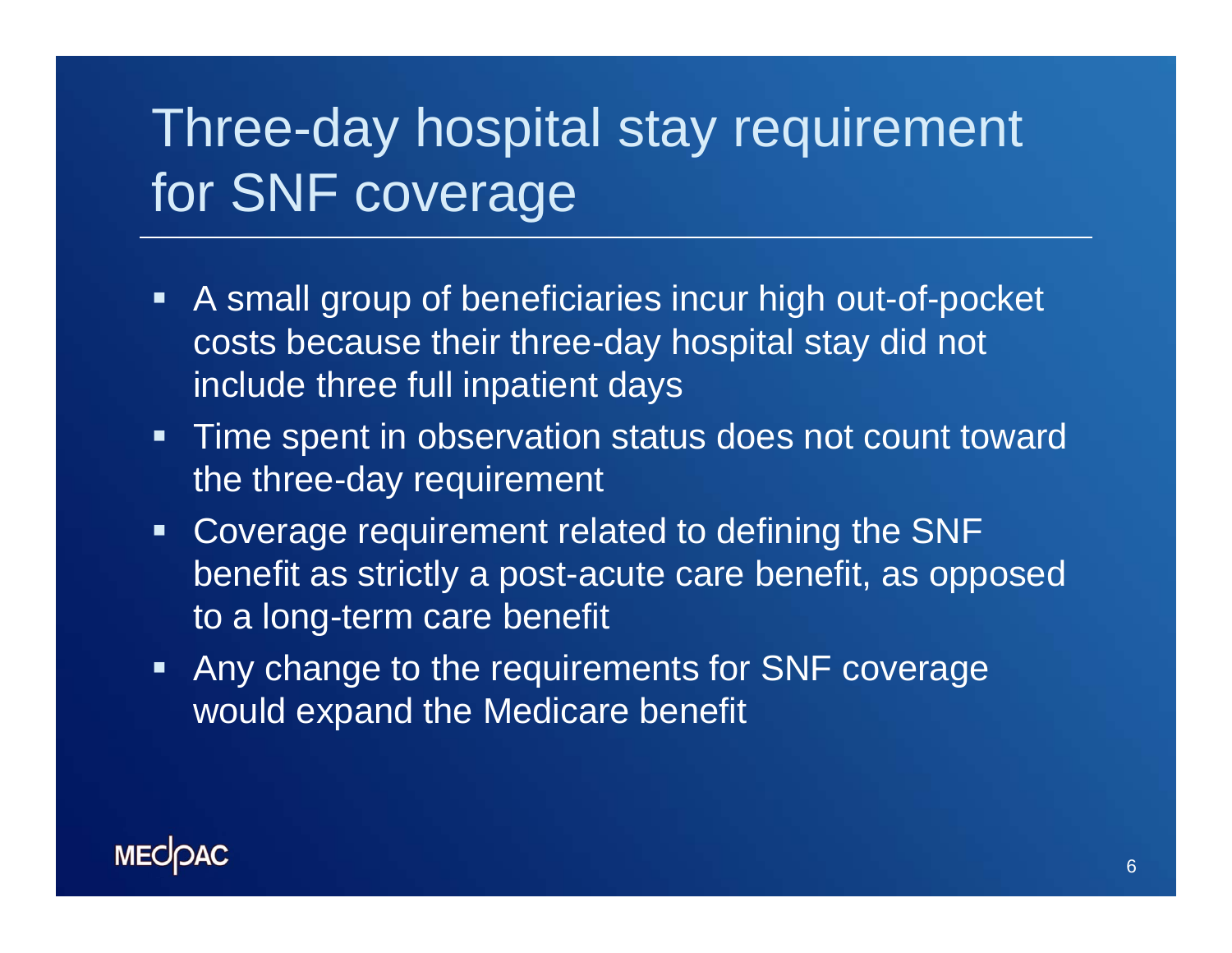# Three-day hospital stay requirement for SNF coverage

- A small group of beneficiaries incur high out-of-pocket costs because their three-day hospital stay did not include three full inpatient days
- Time spent in observation status does not count toward the three-day requirement
- Coverage requirement related to defining the SNF benefit as strictly a post-acute care benefit, as opposed to a long-term care benefit
- Any change to the requirements for SNF coverage would expand the Medicare benefit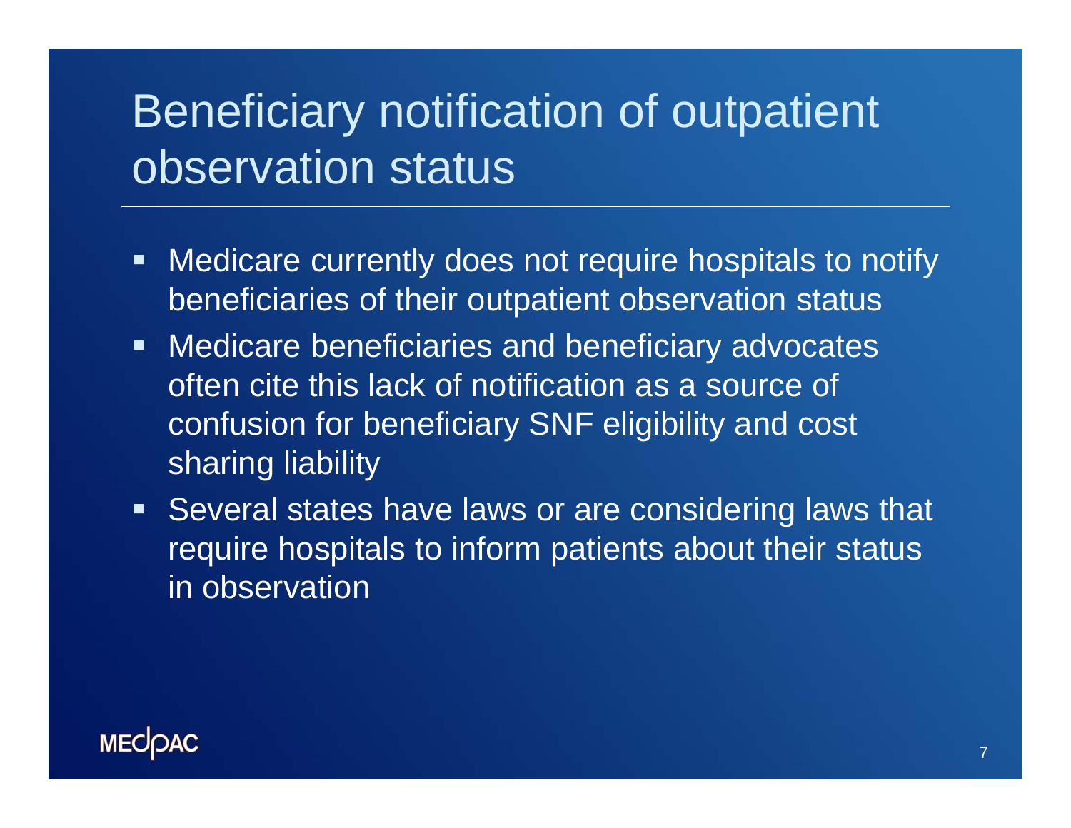# Beneficiary notification of outpatient observation status

- Medicare currently does not require hospitals to notify beneficiaries of their outpatient observation status
- Medicare beneficiaries and beneficiary advocates often cite this lack of notification as a source of confusion for beneficiary SNF eligibility and cost sharing liability
- Several states have laws or are considering laws that require hospitals to inform patients about their status in observation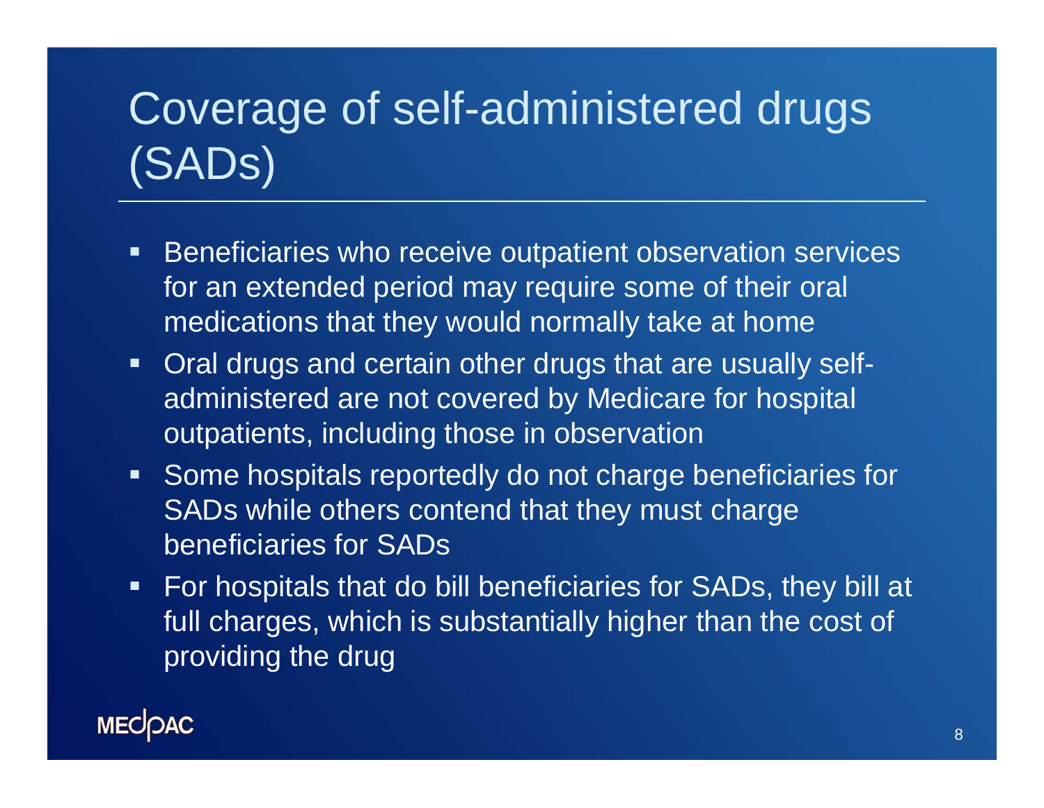# Coverage of self-administered drugs (SADs)

- Beneficiaries who receive outpatient observation services for an extended period may require some of their oral medications that they would normally take at home
- Oral drugs and certain other drugs that are usually self-administered are not covered by Medicare for hospital outpatients, including those in observation
- Some hospitals reportedly do not charge beneficiaries for SADs while others contend that they must charge beneficiaries for SADs
- For hospitals that do bill beneficiaries for SADs, they bill at full charges, which is substantially higher than the cost of providing the drug